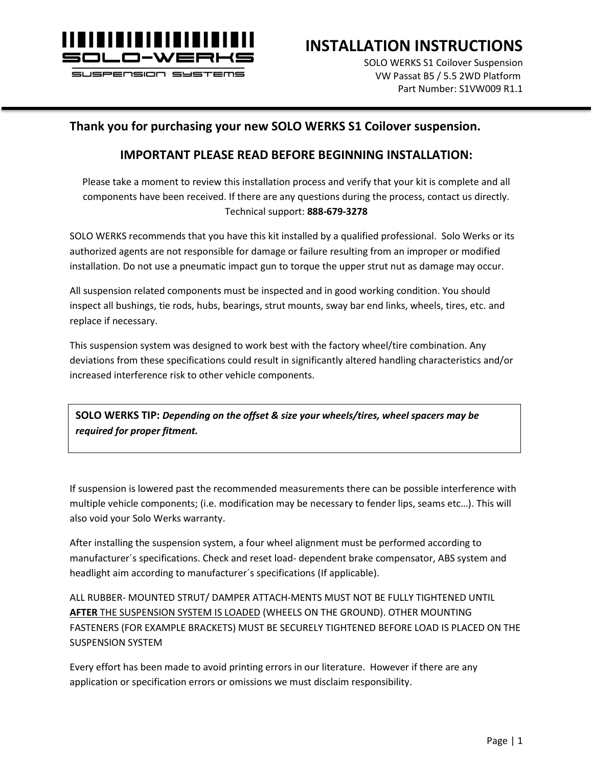SOLO-WERKS SUSPENSION SYSTEMS

# INSTALLATION INSTRUCTIONS

SOLO WERKS S1 Coilover Suspension
VW Passat B5 / 5.5 2WD Platform
Part Number: S1VW009 R1.1

## Thank you for purchasing your new SOLO WERKS S1 Coilover suspension.

### IMPORTANT PLEASE READ BEFORE BEGINNING INSTALLATION:

Please take a moment to review this installation process and verify that your kit is complete and all components have been received. If there are any questions during the process, contact us directly. Technical support: **888-679-3278**

SOLO WERKS recommends that you have this kit installed by a qualified professional. Solo Werks or its authorized agents are not responsible for damage or failure resulting from an improper or modified installation. Do not use a pneumatic impact gun to torque the upper strut nut as damage may occur.

All suspension related components must be inspected and in good working condition. You should inspect all bushings, tie rods, hubs, bearings, strut mounts, sway bar end links, wheels, tires, etc. and replace if necessary.

This suspension system was designed to work best with the factory wheel/tire combination. Any deviations from these specifications could result in significantly altered handling characteristics and/or increased interference risk to other vehicle components.

> **SOLO WERKS TIP:** ***Depending on the offset & size your wheels/tires, wheel spacers may be required for proper fitment.***

If suspension is lowered past the recommended measurements there can be possible interference with multiple vehicle components; (i.e. modification may be necessary to fender lips, seams etc…). This will also void your Solo Werks warranty.

After installing the suspension system, a four wheel alignment must be performed according to manufacturer´s specifications. Check and reset load- dependent brake compensator, ABS system and headlight aim according to manufacturer´s specifications (If applicable).

ALL RUBBER- MOUNTED STRUT/ DAMPER ATTACH-MENTS MUST NOT BE FULLY TIGHTENED UNTIL **AFTER** THE SUSPENSION SYSTEM IS LOADED (WHEELS ON THE GROUND). OTHER MOUNTING FASTENERS (FOR EXAMPLE BRACKETS) MUST BE SECURELY TIGHTENED BEFORE LOAD IS PLACED ON THE SUSPENSION SYSTEM

Every effort has been made to avoid printing errors in our literature. However if there are any application or specification errors or omissions we must disclaim responsibility.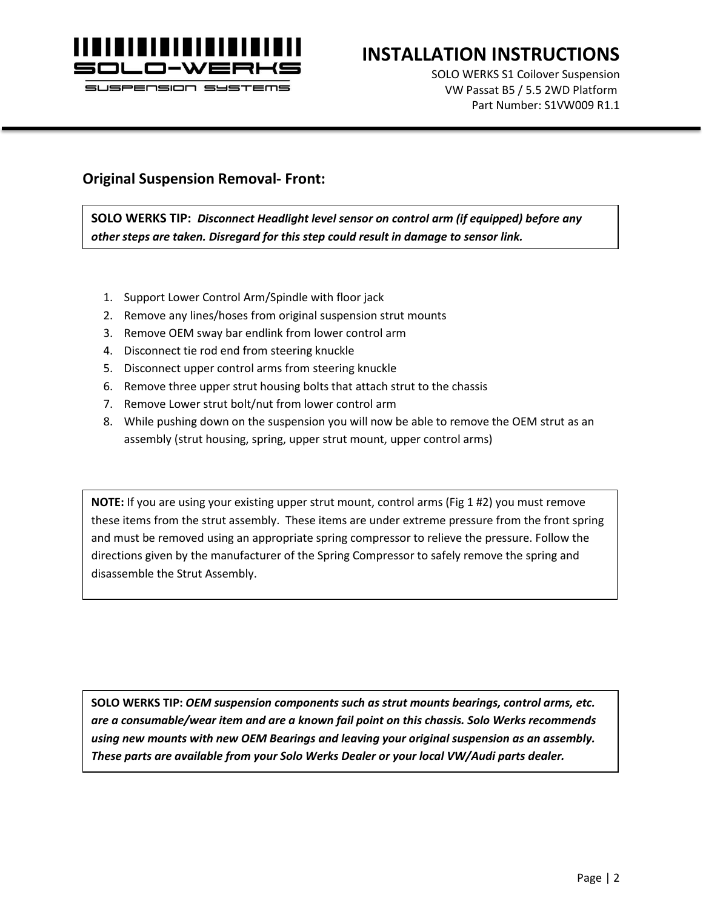## Original Suspension Removal- Front:

**SOLO WERKS TIP:** ***Disconnect Headlight level sensor on control arm (if equipped) before any other steps are taken. Disregard for this step could result in damage to sensor link.***

1. Support Lower Control Arm/Spindle with floor jack
2. Remove any lines/hoses from original suspension strut mounts
3. Remove OEM sway bar endlink from lower control arm
4. Disconnect tie rod end from steering knuckle
5. Disconnect upper control arms from steering knuckle
6. Remove three upper strut housing bolts that attach strut to the chassis
7. Remove Lower strut bolt/nut from lower control arm
8. While pushing down on the suspension you will now be able to remove the OEM strut as an assembly (strut housing, spring, upper strut mount, upper control arms)

**NOTE:** If you are using your existing upper strut mount, control arms (Fig 1 #2) you must remove these items from the strut assembly. These items are under extreme pressure from the front spring and must be removed using an appropriate spring compressor to relieve the pressure. Follow the directions given by the manufacturer of the Spring Compressor to safely remove the spring and disassemble the Strut Assembly.

**SOLO WERKS TIP:** ***OEM suspension components such as strut mounts bearings, control arms, etc. are a consumable/wear item and are a known fail point on this chassis. Solo Werks recommends using new mounts with new OEM Bearings and leaving your original suspension as an assembly. These parts are available from your Solo Werks Dealer or your local VW/Audi parts dealer.***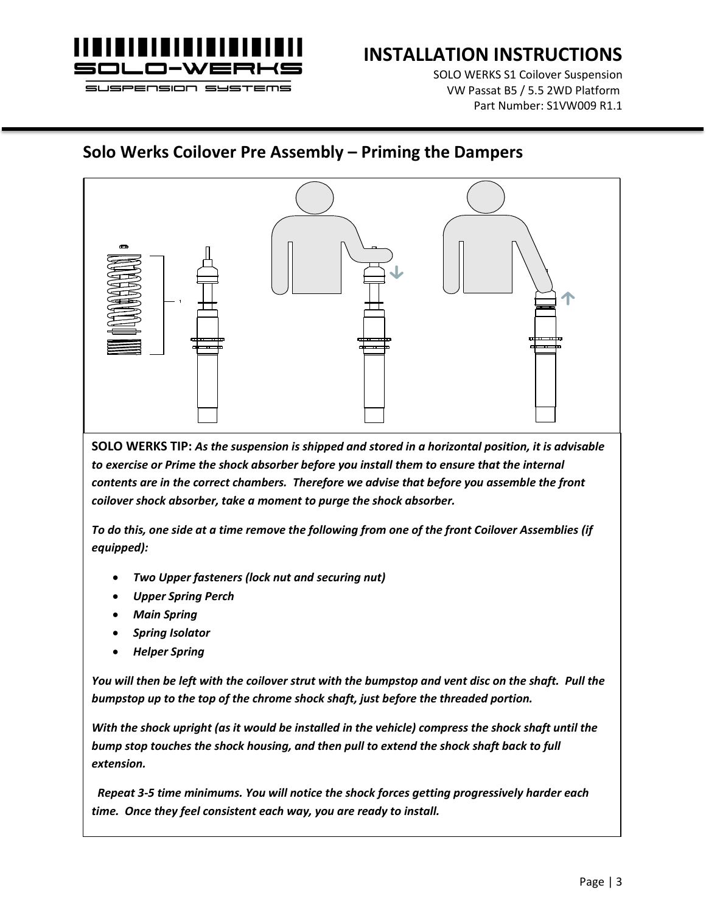## Solo Werks Coilover Pre Assembly – Priming the Dampers

**SOLO WERKS TIP:** ***As the suspension is shipped and stored in a horizontal position, it is advisable to exercise or Prime the shock absorber before you install them to ensure that the internal contents are in the correct chambers. Therefore we advise that before you assemble the front coilover shock absorber, take a moment to purge the shock absorber.***

***To do this, one side at a time remove the following from one of the front Coilover Assemblies (if equipped):***

- ***Two Upper fasteners (lock nut and securing nut)***
- ***Upper Spring Perch***
- ***Main Spring***
- ***Spring Isolator***
- ***Helper Spring***

***You will then be left with the coilover strut with the bumpstop and vent disc on the shaft. Pull the bumpstop up to the top of the chrome shock shaft, just before the threaded portion.***

***With the shock upright (as it would be installed in the vehicle) compress the shock shaft until the bump stop touches the shock housing, and then pull to extend the shock shaft back to full extension.***

***Repeat 3-5 time minimums. You will notice the shock forces getting progressively harder each time. Once they feel consistent each way, you are ready to install.***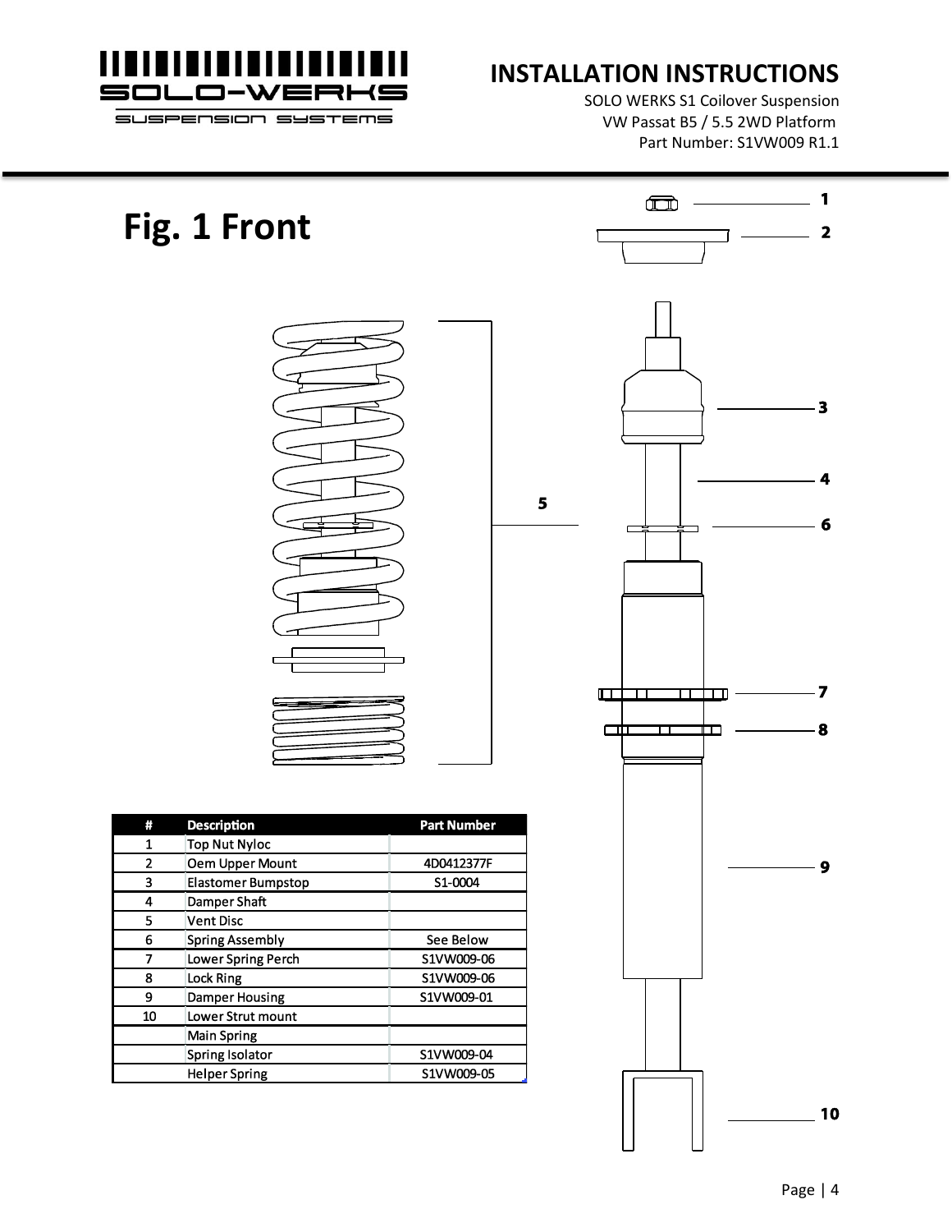# Fig. 1 Front

| # | Description | Part Number |
|---|---|---|
| 1 | Top Nut Nyloc | |
| 2 | Oem Upper Mount | 4D0412377F |
| 3 | Elastomer Bumpstop | S1-0004 |
| 4 | Damper Shaft | |
| 5 | Vent Disc | |
| 6 | Spring Assembly | See Below |
| 7 | Lower Spring Perch | S1VW009-06 |
| 8 | Lock Ring | S1VW009-06 |
| 9 | Damper Housing | S1VW009-01 |
| 10 | Lower Strut mount | |
| | Main Spring | |
| | Spring Isolator | S1VW009-04 |
| | Helper Spring | S1VW009-05 |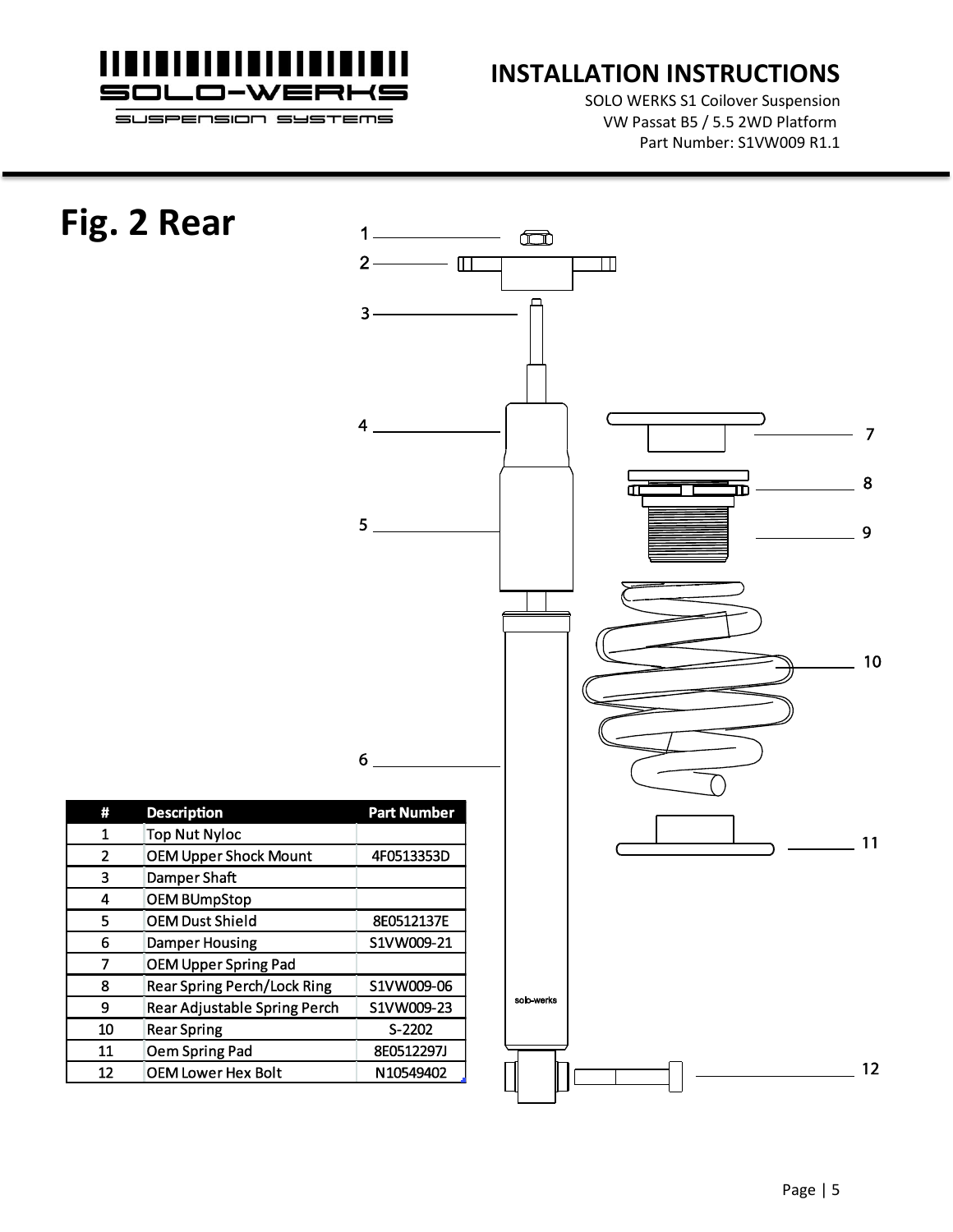# Fig. 2 Rear

| # | Description | Part Number |
|---|---|---|
| 1 | Top Nut Nyloc | |
| 2 | OEM Upper Shock Mount | 4F0513353D |
| 3 | Damper Shaft | |
| 4 | OEM BUmpStop | |
| 5 | OEM Dust Shield | 8E0512137E |
| 6 | Damper Housing | S1VW009-21 |
| 7 | OEM Upper Spring Pad | |
| 8 | Rear Spring Perch/Lock Ring | S1VW009-06 |
| 9 | Rear Adjustable Spring Perch | S1VW009-23 |
| 10 | Rear Spring | S-2202 |
| 11 | Oem Spring Pad | 8E0512297J |
| 12 | OEM Lower Hex Bolt | N10549402 |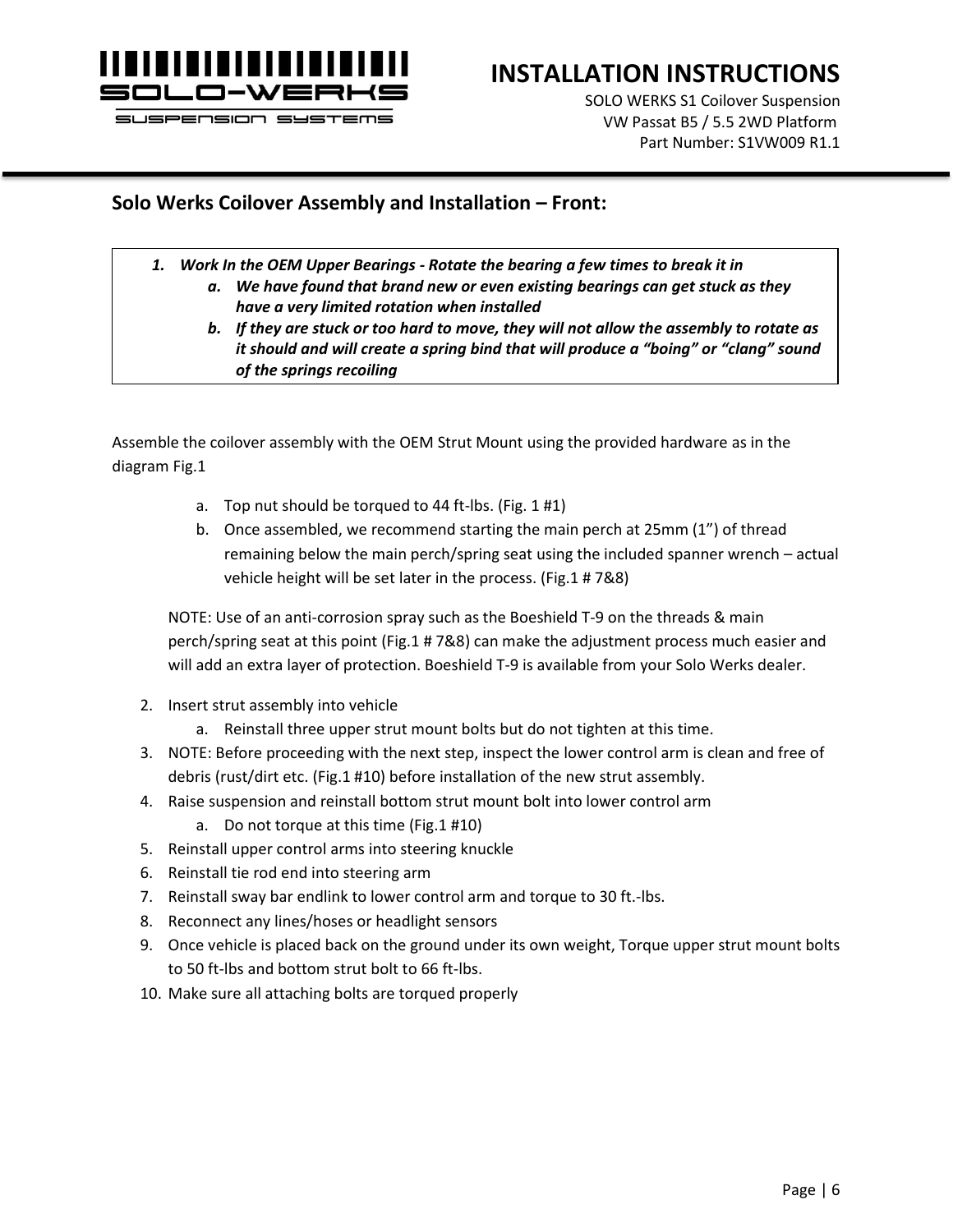## Solo Werks Coilover Assembly and Installation – Front:

1. ***Work In the OEM Upper Bearings - Rotate the bearing a few times to break it in***
    a. ***We have found that brand new or even existing bearings can get stuck as they have a very limited rotation when installed***
    b. ***If they are stuck or too hard to move, they will not allow the assembly to rotate as it should and will create a spring bind that will produce a "boing" or "clang" sound of the springs recoiling***

Assemble the coilover assembly with the OEM Strut Mount using the provided hardware as in the diagram Fig.1

a. Top nut should be torqued to 44 ft-lbs. (Fig. 1 #1)
b. Once assembled, we recommend starting the main perch at 25mm (1") of thread remaining below the main perch/spring seat using the included spanner wrench – actual vehicle height will be set later in the process. (Fig.1 # 7&8)

NOTE: Use of an anti-corrosion spray such as the Boeshield T-9 on the threads & main perch/spring seat at this point (Fig.1 # 7&8) can make the adjustment process much easier and will add an extra layer of protection. Boeshield T-9 is available from your Solo Werks dealer.

2. Insert strut assembly into vehicle
    a. Reinstall three upper strut mount bolts but do not tighten at this time.
3. NOTE: Before proceeding with the next step, inspect the lower control arm is clean and free of debris (rust/dirt etc. (Fig.1 #10) before installation of the new strut assembly.
4. Raise suspension and reinstall bottom strut mount bolt into lower control arm
    a. Do not torque at this time (Fig.1 #10)
5. Reinstall upper control arms into steering knuckle
6. Reinstall tie rod end into steering arm
7. Reinstall sway bar endlink to lower control arm and torque to 30 ft.-lbs.
8. Reconnect any lines/hoses or headlight sensors
9. Once vehicle is placed back on the ground under its own weight, Torque upper strut mount bolts to 50 ft-lbs and bottom strut bolt to 66 ft-lbs.
10. Make sure all attaching bolts are torqued properly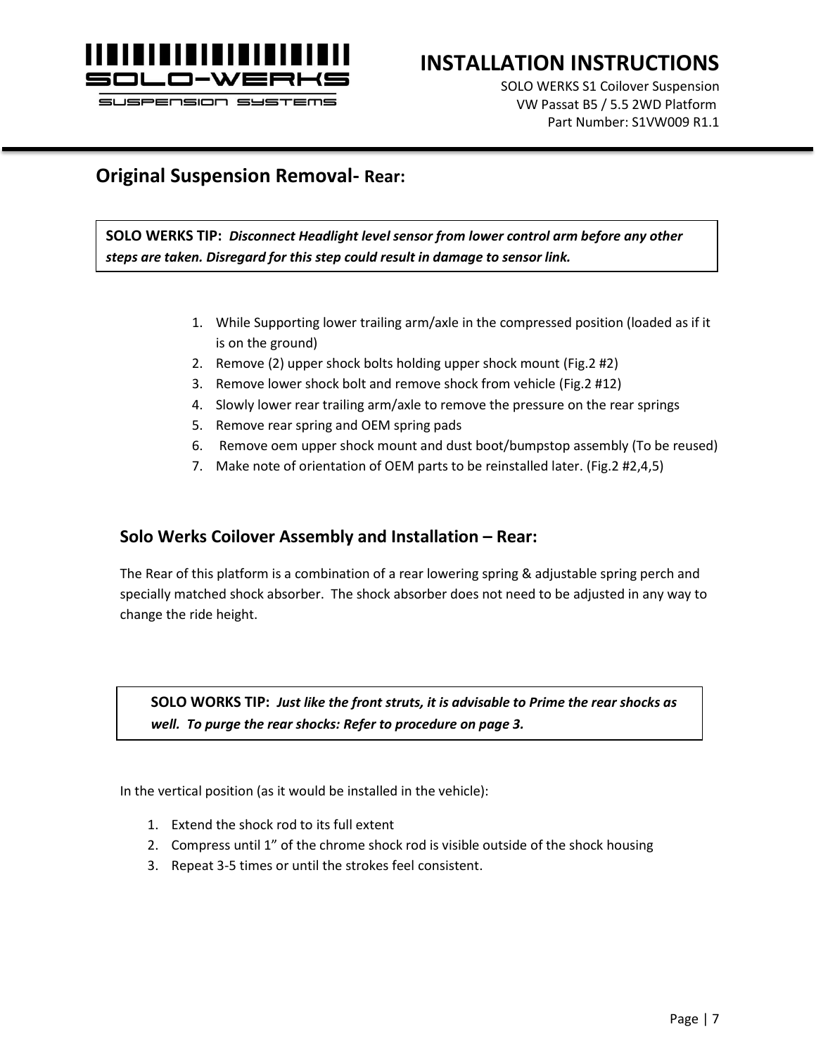## Original Suspension Removal- Rear:

> **SOLO WERKS TIP:** ***Disconnect Headlight level sensor from lower control arm before any other steps are taken. Disregard for this step could result in damage to sensor link.***

1. While Supporting lower trailing arm/axle in the compressed position (loaded as if it is on the ground)
2. Remove (2) upper shock bolts holding upper shock mount (Fig.2 #2)
3. Remove lower shock bolt and remove shock from vehicle (Fig.2 #12)
4. Slowly lower rear trailing arm/axle to remove the pressure on the rear springs
5. Remove rear spring and OEM spring pads
6. Remove oem upper shock mount and dust boot/bumpstop assembly (To be reused)
7. Make note of orientation of OEM parts to be reinstalled later. (Fig.2 #2,4,5)

## Solo Werks Coilover Assembly and Installation – Rear:

The Rear of this platform is a combination of a rear lowering spring & adjustable spring perch and specially matched shock absorber. The shock absorber does not need to be adjusted in any way to change the ride height.

> **SOLO WORKS TIP:** ***Just like the front struts, it is advisable to Prime the rear shocks as well. To purge the rear shocks: Refer to procedure on page 3.***

In the vertical position (as it would be installed in the vehicle):

1. Extend the shock rod to its full extent
2. Compress until 1" of the chrome shock rod is visible outside of the shock housing
3. Repeat 3-5 times or until the strokes feel consistent.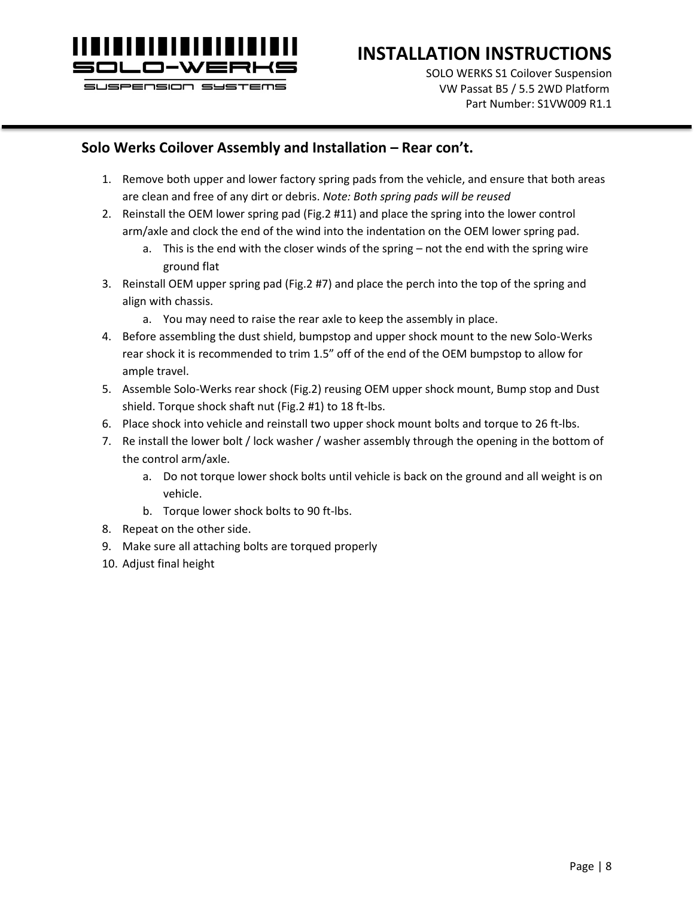## Solo Werks Coilover Assembly and Installation – Rear con't.

1. Remove both upper and lower factory spring pads from the vehicle, and ensure that both areas are clean and free of any dirt or debris. *Note: Both spring pads will be reused*
2. Reinstall the OEM lower spring pad (Fig.2 #11) and place the spring into the lower control arm/axle and clock the end of the wind into the indentation on the OEM lower spring pad.
   a. This is the end with the closer winds of the spring – not the end with the spring wire ground flat
3. Reinstall OEM upper spring pad (Fig.2 #7) and place the perch into the top of the spring and align with chassis.
   a. You may need to raise the rear axle to keep the assembly in place.
4. Before assembling the dust shield, bumpstop and upper shock mount to the new Solo-Werks rear shock it is recommended to trim 1.5" off of the end of the OEM bumpstop to allow for ample travel.
5. Assemble Solo-Werks rear shock (Fig.2) reusing OEM upper shock mount, Bump stop and Dust shield. Torque shock shaft nut (Fig.2 #1) to 18 ft-lbs.
6. Place shock into vehicle and reinstall two upper shock mount bolts and torque to 26 ft-lbs.
7. Re install the lower bolt / lock washer / washer assembly through the opening in the bottom of the control arm/axle.
   a. Do not torque lower shock bolts until vehicle is back on the ground and all weight is on vehicle.
   b. Torque lower shock bolts to 90 ft-lbs.
8. Repeat on the other side.
9. Make sure all attaching bolts are torqued properly
10. Adjust final height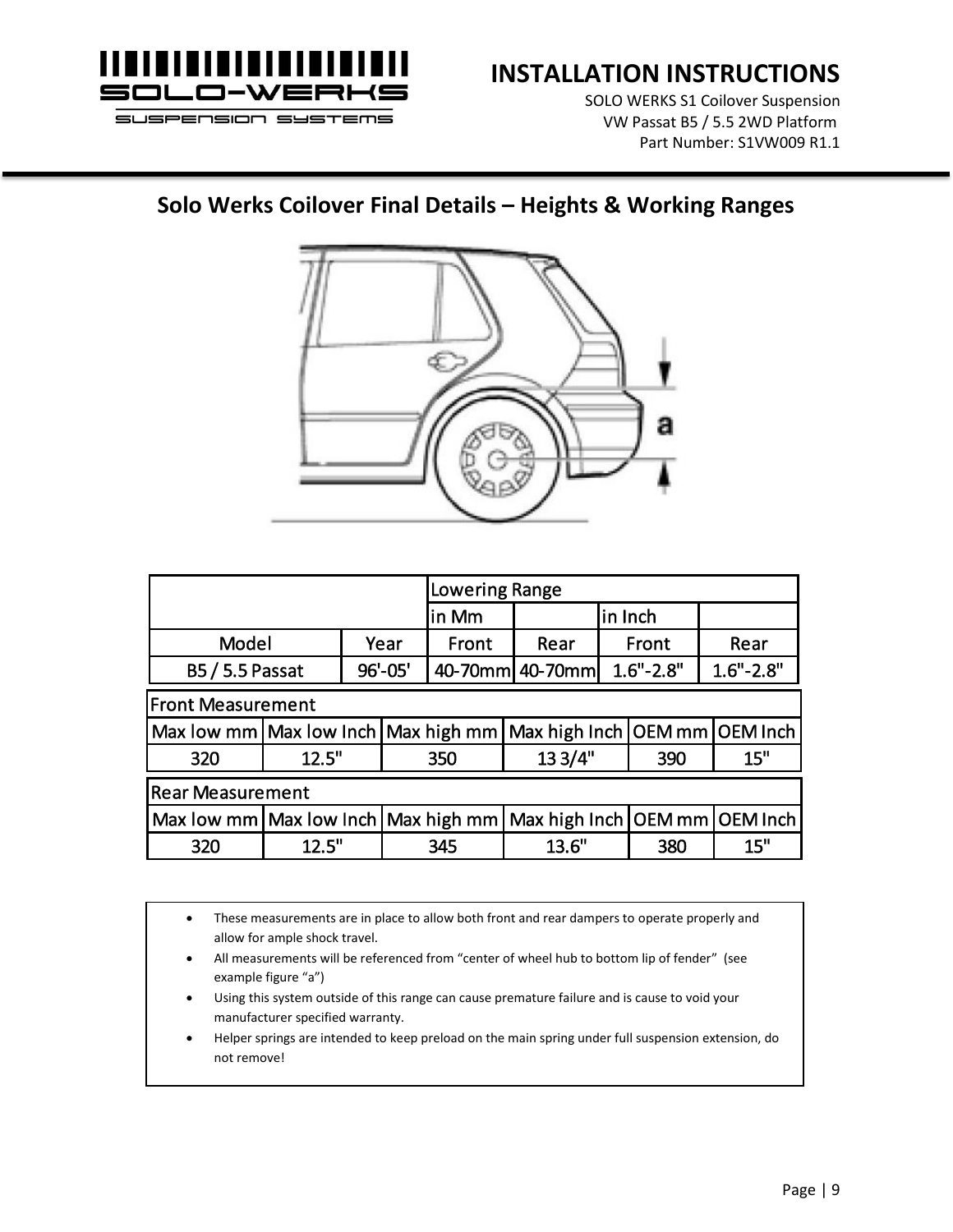## Solo Werks Coilover Final Details – Heights & Working Ranges

| | | Lowering Range | | | |
|---|---|---|---|---|---|
| | | in Mm | | in Inch | |
| Model | Year | Front | Rear | Front | Rear |
| B5 / 5.5 Passat | 96'-05' | 40-70mm | 40-70mm | 1.6"-2.8" | 1.6"-2.8" |

**Front Measurement**

| Max low mm | Max low Inch | Max high mm | Max high Inch | OEM mm | OEM Inch |
|---|---|---|---|---|---|
| 320 | 12.5" | 350 | 13 3/4" | 390 | 15" |

**Rear Measurement**

| Max low mm | Max low Inch | Max high mm | Max high Inch | OEM mm | OEM Inch |
|---|---|---|---|---|---|
| 320 | 12.5" | 345 | 13.6" | 380 | 15" |

- These measurements are in place to allow both front and rear dampers to operate properly and allow for ample shock travel.
- All measurements will be referenced from "center of wheel hub to bottom lip of fender" (see example figure "a")
- Using this system outside of this range can cause premature failure and is cause to void your manufacturer specified warranty.
- Helper springs are intended to keep preload on the main spring under full suspension extension, do not remove!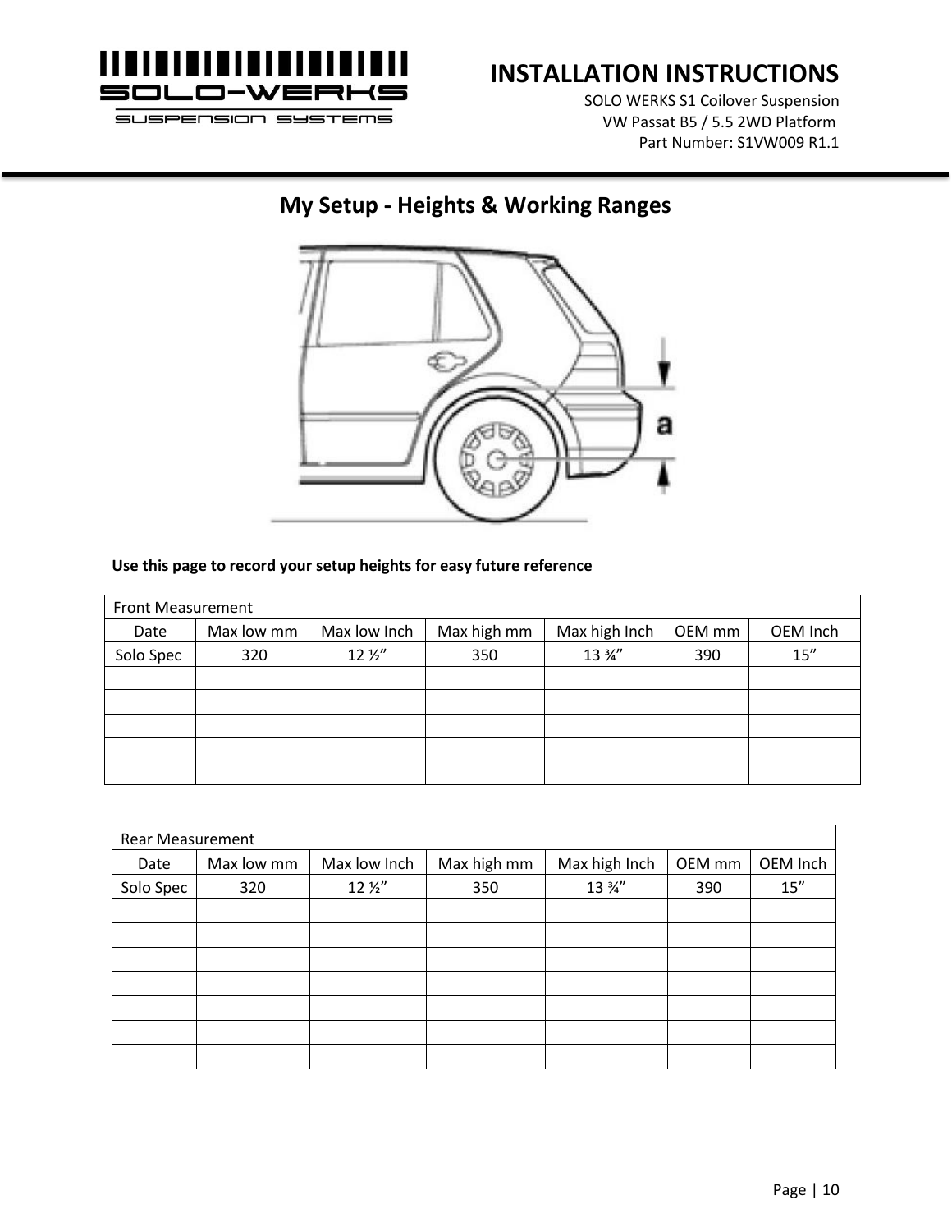# INSTALLATION INSTRUCTIONS

SOLO WERKS S1 Coilover Suspension
VW Passat B5 / 5.5 2WD Platform
Part Number: S1VW009 R1.1

## My Setup - Heights & Working Ranges

a

**Use this page to record your setup heights for easy future reference**

| Front Measurement | | | | | | |
|---|---|---|---|---|---|---|
| Date | Max low mm | Max low Inch | Max high mm | Max high Inch | OEM mm | OEM Inch |
| Solo Spec | 320 | 12 ½” | 350 | 13 ¾” | 390 | 15” |
| | | | | | | |
| | | | | | | |
| | | | | | | |
| | | | | | | |
| | | | | | | |

| Rear Measurement | | | | | | |
|---|---|---|---|---|---|---|
| Date | Max low mm | Max low Inch | Max high mm | Max high Inch | OEM mm | OEM Inch |
| Solo Spec | 320 | 12 ½” | 350 | 13 ¾” | 390 | 15” |
| | | | | | | |
| | | | | | | |
| | | | | | | |
| | | | | | | |
| | | | | | | |
| | | | | | | |
| | | | | | | |